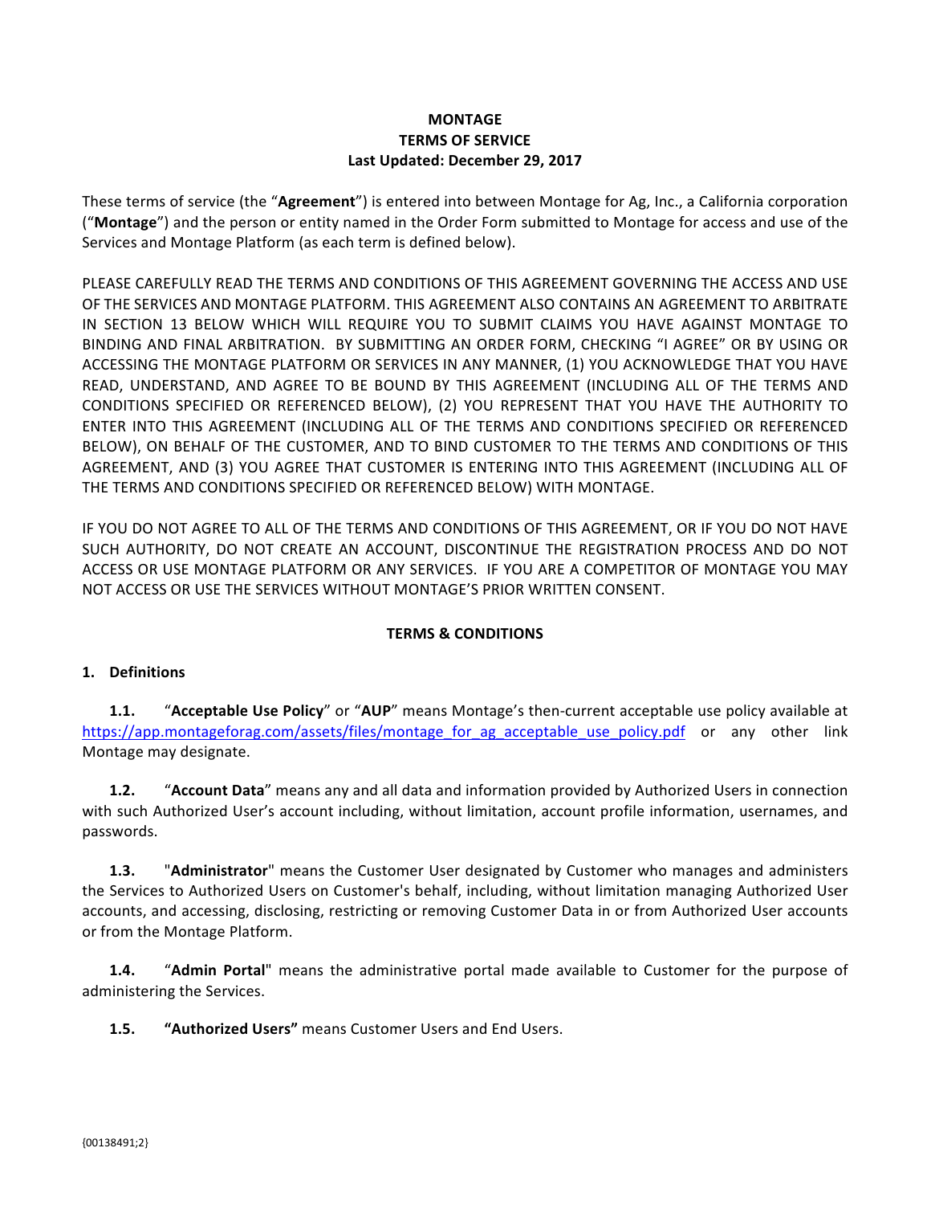# MONTAGE
## TERMS OF SERVICE
**Last Updated: December 29, 2017**

These terms of service (the "**Agreement**") is entered into between Montage for Ag, Inc., a California corporation ("**Montage**") and the person or entity named in the Order Form submitted to Montage for access and use of the Services and Montage Platform (as each term is defined below).

PLEASE CAREFULLY READ THE TERMS AND CONDITIONS OF THIS AGREEMENT GOVERNING THE ACCESS AND USE OF THE SERVICES AND MONTAGE PLATFORM. THIS AGREEMENT ALSO CONTAINS AN AGREEMENT TO ARBITRATE IN SECTION 13 BELOW WHICH WILL REQUIRE YOU TO SUBMIT CLAIMS YOU HAVE AGAINST MONTAGE TO BINDING AND FINAL ARBITRATION. BY SUBMITTING AN ORDER FORM, CHECKING "I AGREE" OR BY USING OR ACCESSING THE MONTAGE PLATFORM OR SERVICES IN ANY MANNER, (1) YOU ACKNOWLEDGE THAT YOU HAVE READ, UNDERSTAND, AND AGREE TO BE BOUND BY THIS AGREEMENT (INCLUDING ALL OF THE TERMS AND CONDITIONS SPECIFIED OR REFERENCED BELOW), (2) YOU REPRESENT THAT YOU HAVE THE AUTHORITY TO ENTER INTO THIS AGREEMENT (INCLUDING ALL OF THE TERMS AND CONDITIONS SPECIFIED OR REFERENCED BELOW), ON BEHALF OF THE CUSTOMER, AND TO BIND CUSTOMER TO THE TERMS AND CONDITIONS OF THIS AGREEMENT, AND (3) YOU AGREE THAT CUSTOMER IS ENTERING INTO THIS AGREEMENT (INCLUDING ALL OF THE TERMS AND CONDITIONS SPECIFIED OR REFERENCED BELOW) WITH MONTAGE.

IF YOU DO NOT AGREE TO ALL OF THE TERMS AND CONDITIONS OF THIS AGREEMENT, OR IF YOU DO NOT HAVE SUCH AUTHORITY, DO NOT CREATE AN ACCOUNT, DISCONTINUE THE REGISTRATION PROCESS AND DO NOT ACCESS OR USE MONTAGE PLATFORM OR ANY SERVICES. IF YOU ARE A COMPETITOR OF MONTAGE YOU MAY NOT ACCESS OR USE THE SERVICES WITHOUT MONTAGE'S PRIOR WRITTEN CONSENT.

## TERMS & CONDITIONS

### 1. Definitions

**1.1.** "**Acceptable Use Policy**" or "**AUP**" means Montage's then-current acceptable use policy available at https://app.montageforag.com/assets/files/montage_for_ag_acceptable_use_policy.pdf or any other link Montage may designate.

**1.2.** "**Account Data**" means any and all data and information provided by Authorized Users in connection with such Authorized User's account including, without limitation, account profile information, usernames, and passwords.

**1.3.** "**Administrator**" means the Customer User designated by Customer who manages and administers the Services to Authorized Users on Customer's behalf, including, without limitation managing Authorized User accounts, and accessing, disclosing, restricting or removing Customer Data in or from Authorized User accounts or from the Montage Platform.

**1.4.** "**Admin Portal**" means the administrative portal made available to Customer for the purpose of administering the Services.

**1.5.** **"Authorized Users"** means Customer Users and End Users.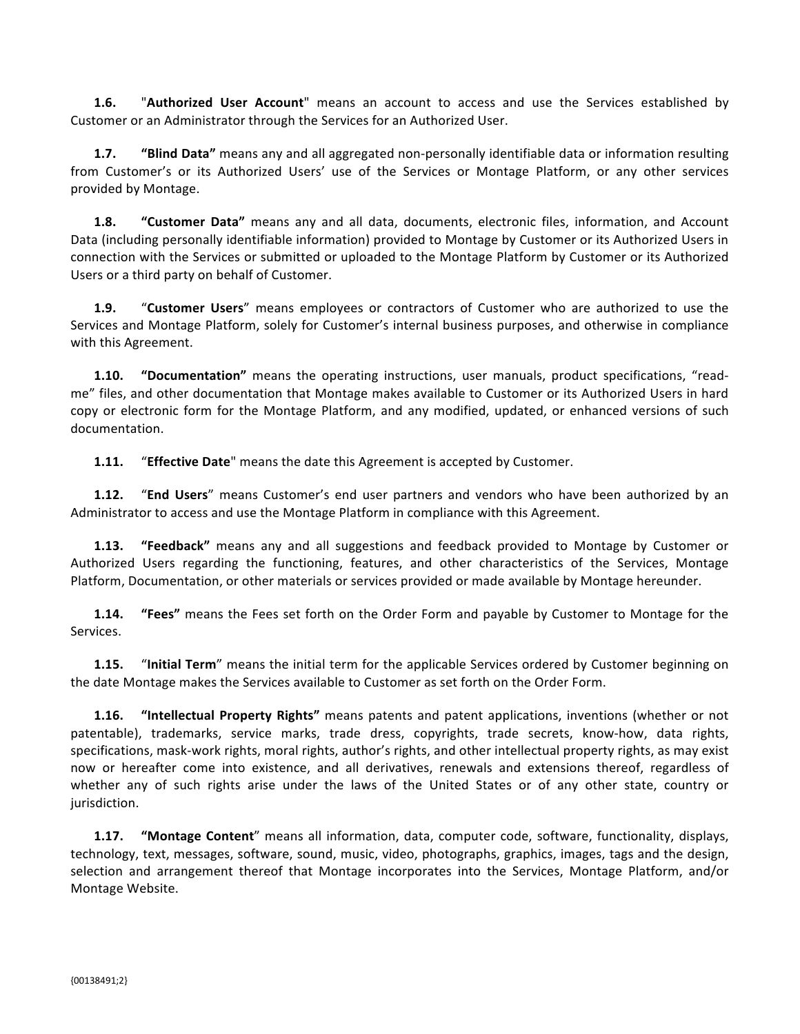**1.6.** "**Authorized User Account**" means an account to access and use the Services established by Customer or an Administrator through the Services for an Authorized User.

**1.7.** **"Blind Data"** means any and all aggregated non-personally identifiable data or information resulting from Customer's or its Authorized Users' use of the Services or Montage Platform, or any other services provided by Montage.

**1.8.** **"Customer Data"** means any and all data, documents, electronic files, information, and Account Data (including personally identifiable information) provided to Montage by Customer or its Authorized Users in connection with the Services or submitted or uploaded to the Montage Platform by Customer or its Authorized Users or a third party on behalf of Customer.

**1.9.** "**Customer Users**" means employees or contractors of Customer who are authorized to use the Services and Montage Platform, solely for Customer's internal business purposes, and otherwise in compliance with this Agreement.

**1.10.** **"Documentation"** means the operating instructions, user manuals, product specifications, "read-me" files, and other documentation that Montage makes available to Customer or its Authorized Users in hard copy or electronic form for the Montage Platform, and any modified, updated, or enhanced versions of such documentation.

**1.11.** "**Effective Date**" means the date this Agreement is accepted by Customer.

**1.12.** "**End Users**" means Customer's end user partners and vendors who have been authorized by an Administrator to access and use the Montage Platform in compliance with this Agreement.

**1.13.** **"Feedback"** means any and all suggestions and feedback provided to Montage by Customer or Authorized Users regarding the functioning, features, and other characteristics of the Services, Montage Platform, Documentation, or other materials or services provided or made available by Montage hereunder.

**1.14.** **"Fees"** means the Fees set forth on the Order Form and payable by Customer to Montage for the Services.

**1.15.** "**Initial Term**" means the initial term for the applicable Services ordered by Customer beginning on the date Montage makes the Services available to Customer as set forth on the Order Form.

**1.16.** **"Intellectual Property Rights"** means patents and patent applications, inventions (whether or not patentable), trademarks, service marks, trade dress, copyrights, trade secrets, know-how, data rights, specifications, mask-work rights, moral rights, author's rights, and other intellectual property rights, as may exist now or hereafter come into existence, and all derivatives, renewals and extensions thereof, regardless of whether any of such rights arise under the laws of the United States or of any other state, country or jurisdiction.

**1.17.** **"Montage Content"** means all information, data, computer code, software, functionality, displays, technology, text, messages, software, sound, music, video, photographs, graphics, images, tags and the design, selection and arrangement thereof that Montage incorporates into the Services, Montage Platform, and/or Montage Website.

{00138491;2}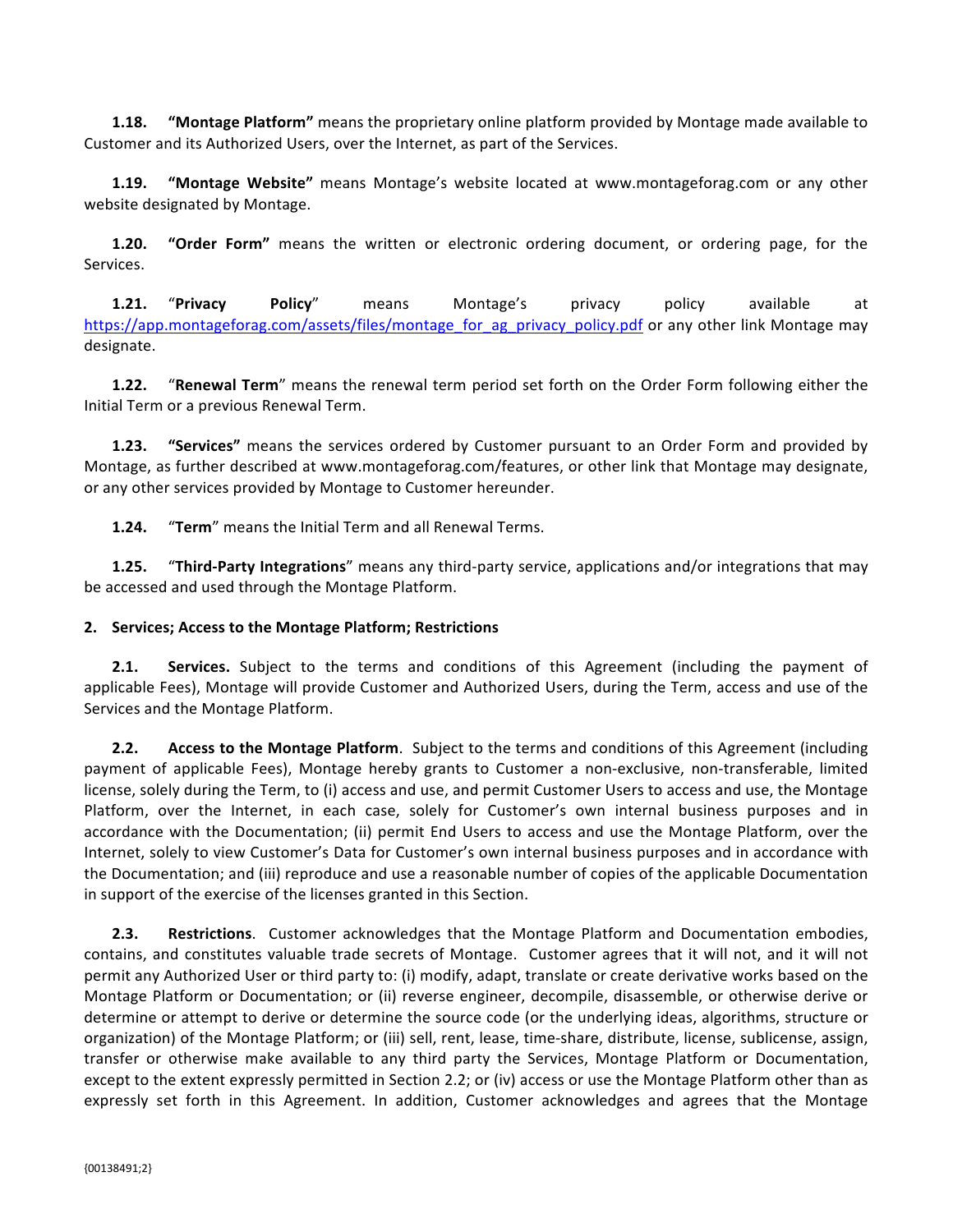**1.18. "Montage Platform"** means the proprietary online platform provided by Montage made available to Customer and its Authorized Users, over the Internet, as part of the Services.

**1.19. "Montage Website"** means Montage's website located at www.montageforag.com or any other website designated by Montage.

**1.20. "Order Form"** means the written or electronic ordering document, or ordering page, for the Services.

**1.21.** "**Privacy Policy**" means Montage's privacy policy available at https://app.montageforag.com/assets/files/montage_for_ag_privacy_policy.pdf or any other link Montage may designate.

**1.22.** "**Renewal Term**" means the renewal term period set forth on the Order Form following either the Initial Term or a previous Renewal Term.

**1.23. "Services"** means the services ordered by Customer pursuant to an Order Form and provided by Montage, as further described at www.montageforag.com/features, or other link that Montage may designate, or any other services provided by Montage to Customer hereunder.

**1.24.** "**Term**" means the Initial Term and all Renewal Terms.

**1.25.** "**Third-Party Integrations**" means any third-party service, applications and/or integrations that may be accessed and used through the Montage Platform.

**2. Services; Access to the Montage Platform; Restrictions**

**2.1. Services.** Subject to the terms and conditions of this Agreement (including the payment of applicable Fees), Montage will provide Customer and Authorized Users, during the Term, access and use of the Services and the Montage Platform.

**2.2. Access to the Montage Platform**. Subject to the terms and conditions of this Agreement (including payment of applicable Fees), Montage hereby grants to Customer a non-exclusive, non-transferable, limited license, solely during the Term, to (i) access and use, and permit Customer Users to access and use, the Montage Platform, over the Internet, in each case, solely for Customer's own internal business purposes and in accordance with the Documentation; (ii) permit End Users to access and use the Montage Platform, over the Internet, solely to view Customer's Data for Customer's own internal business purposes and in accordance with the Documentation; and (iii) reproduce and use a reasonable number of copies of the applicable Documentation in support of the exercise of the licenses granted in this Section.

**2.3. Restrictions**. Customer acknowledges that the Montage Platform and Documentation embodies, contains, and constitutes valuable trade secrets of Montage. Customer agrees that it will not, and it will not permit any Authorized User or third party to: (i) modify, adapt, translate or create derivative works based on the Montage Platform or Documentation; or (ii) reverse engineer, decompile, disassemble, or otherwise derive or determine or attempt to derive or determine the source code (or the underlying ideas, algorithms, structure or organization) of the Montage Platform; or (iii) sell, rent, lease, time-share, distribute, license, sublicense, assign, transfer or otherwise make available to any third party the Services, Montage Platform or Documentation, except to the extent expressly permitted in Section 2.2; or (iv) access or use the Montage Platform other than as expressly set forth in this Agreement. In addition, Customer acknowledges and agrees that the Montage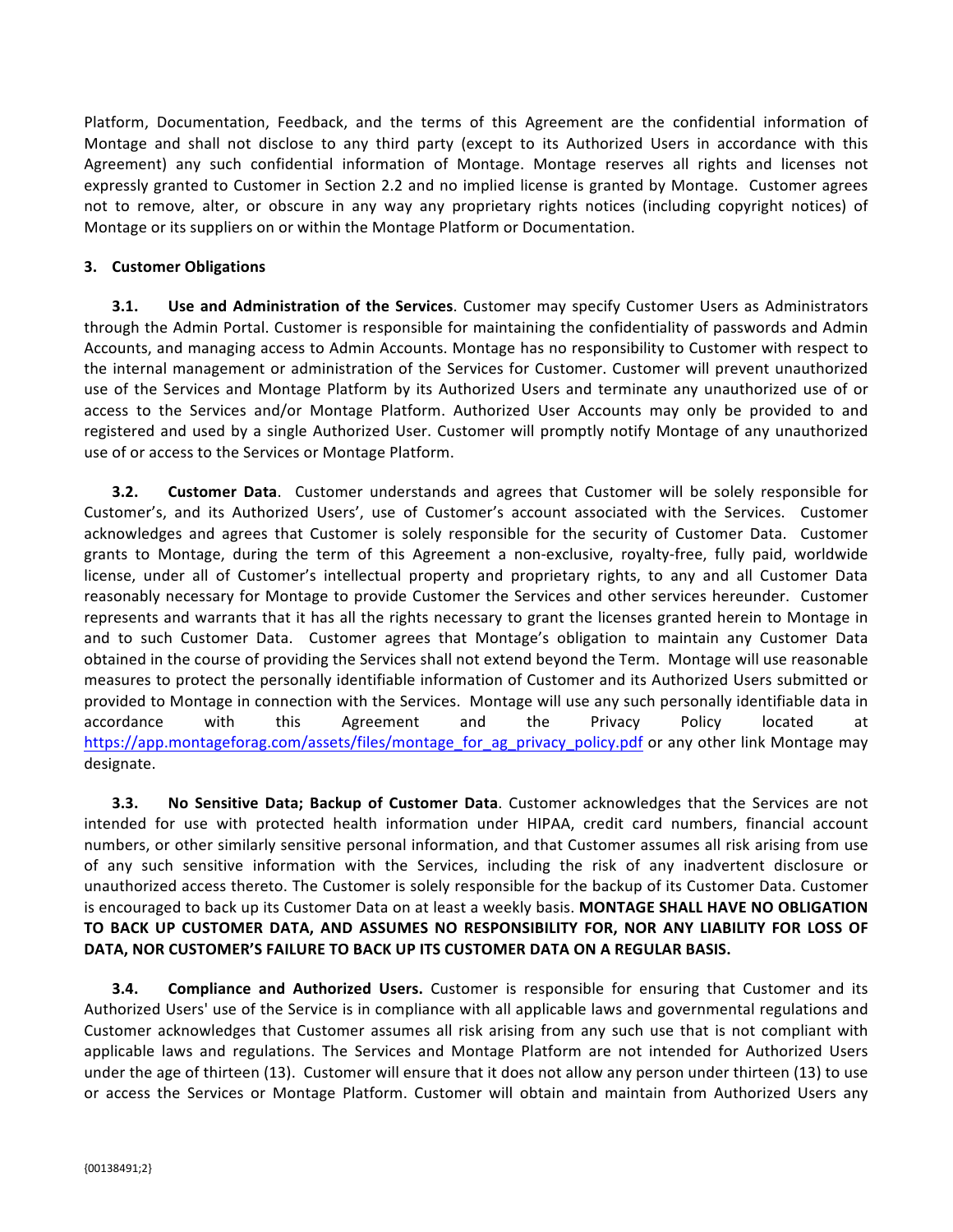Platform, Documentation, Feedback, and the terms of this Agreement are the confidential information of Montage and shall not disclose to any third party (except to its Authorized Users in accordance with this Agreement) any such confidential information of Montage. Montage reserves all rights and licenses not expressly granted to Customer in Section 2.2 and no implied license is granted by Montage. Customer agrees not to remove, alter, or obscure in any way any proprietary rights notices (including copyright notices) of Montage or its suppliers on or within the Montage Platform or Documentation.

## 3. Customer Obligations

**3.1. Use and Administration of the Services**. Customer may specify Customer Users as Administrators through the Admin Portal. Customer is responsible for maintaining the confidentiality of passwords and Admin Accounts, and managing access to Admin Accounts. Montage has no responsibility to Customer with respect to the internal management or administration of the Services for Customer. Customer will prevent unauthorized use of the Services and Montage Platform by its Authorized Users and terminate any unauthorized use of or access to the Services and/or Montage Platform. Authorized User Accounts may only be provided to and registered and used by a single Authorized User. Customer will promptly notify Montage of any unauthorized use of or access to the Services or Montage Platform.

**3.2. Customer Data**. Customer understands and agrees that Customer will be solely responsible for Customer's, and its Authorized Users', use of Customer's account associated with the Services. Customer acknowledges and agrees that Customer is solely responsible for the security of Customer Data. Customer grants to Montage, during the term of this Agreement a non-exclusive, royalty-free, fully paid, worldwide license, under all of Customer's intellectual property and proprietary rights, to any and all Customer Data reasonably necessary for Montage to provide Customer the Services and other services hereunder. Customer represents and warrants that it has all the rights necessary to grant the licenses granted herein to Montage in and to such Customer Data. Customer agrees that Montage's obligation to maintain any Customer Data obtained in the course of providing the Services shall not extend beyond the Term. Montage will use reasonable measures to protect the personally identifiable information of Customer and its Authorized Users submitted or provided to Montage in connection with the Services. Montage will use any such personally identifiable data in accordance with this Agreement and the Privacy Policy located at https://app.montageforag.com/assets/files/montage_for_ag_privacy_policy.pdf or any other link Montage may designate.

**3.3. No Sensitive Data; Backup of Customer Data**. Customer acknowledges that the Services are not intended for use with protected health information under HIPAA, credit card numbers, financial account numbers, or other similarly sensitive personal information, and that Customer assumes all risk arising from use of any such sensitive information with the Services, including the risk of any inadvertent disclosure or unauthorized access thereto. The Customer is solely responsible for the backup of its Customer Data. Customer is encouraged to back up its Customer Data on at least a weekly basis. **MONTAGE SHALL HAVE NO OBLIGATION TO BACK UP CUSTOMER DATA, AND ASSUMES NO RESPONSIBILITY FOR, NOR ANY LIABILITY FOR LOSS OF DATA, NOR CUSTOMER'S FAILURE TO BACK UP ITS CUSTOMER DATA ON A REGULAR BASIS.**

**3.4. Compliance and Authorized Users.** Customer is responsible for ensuring that Customer and its Authorized Users' use of the Service is in compliance with all applicable laws and governmental regulations and Customer acknowledges that Customer assumes all risk arising from any such use that is not compliant with applicable laws and regulations. The Services and Montage Platform are not intended for Authorized Users under the age of thirteen (13). Customer will ensure that it does not allow any person under thirteen (13) to use or access the Services or Montage Platform. Customer will obtain and maintain from Authorized Users any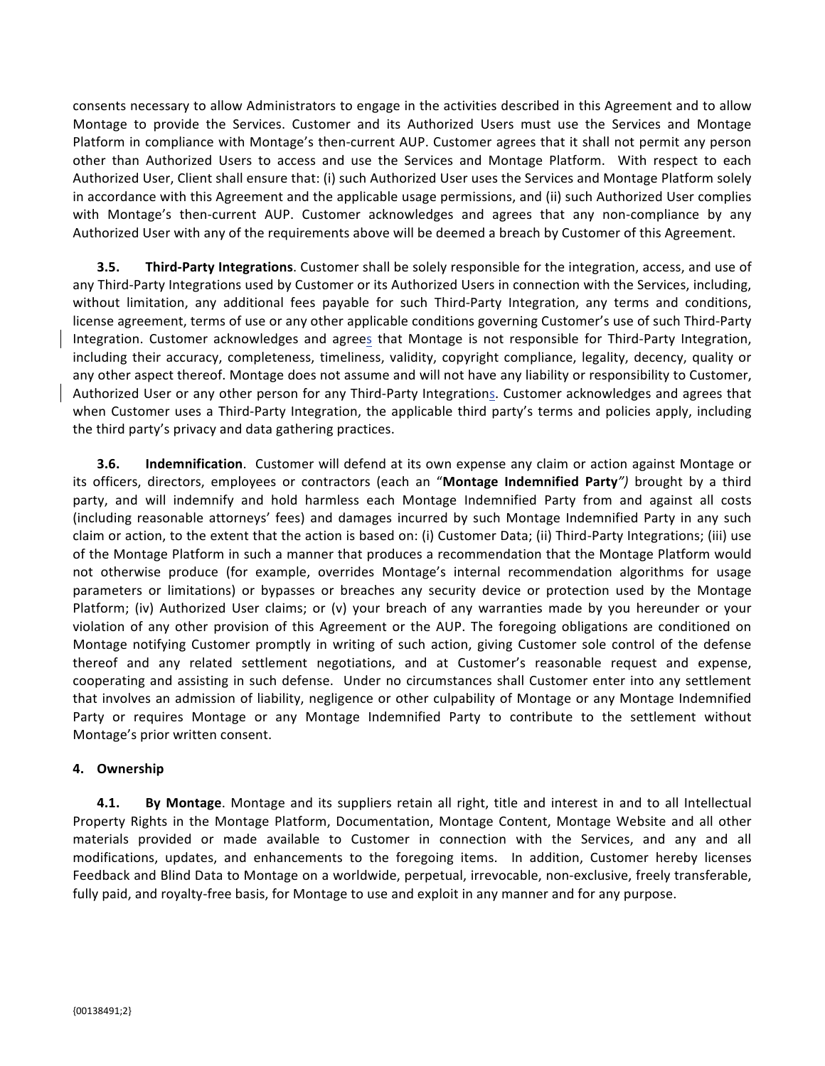consents necessary to allow Administrators to engage in the activities described in this Agreement and to allow Montage to provide the Services. Customer and its Authorized Users must use the Services and Montage Platform in compliance with Montage's then-current AUP. Customer agrees that it shall not permit any person other than Authorized Users to access and use the Services and Montage Platform. With respect to each Authorized User, Client shall ensure that: (i) such Authorized User uses the Services and Montage Platform solely in accordance with this Agreement and the applicable usage permissions, and (ii) such Authorized User complies with Montage's then-current AUP. Customer acknowledges and agrees that any non-compliance by any Authorized User with any of the requirements above will be deemed a breach by Customer of this Agreement.

**3.5. Third-Party Integrations**. Customer shall be solely responsible for the integration, access, and use of any Third-Party Integrations used by Customer or its Authorized Users in connection with the Services, including, without limitation, any additional fees payable for such Third-Party Integration, any terms and conditions, license agreement, terms of use or any other applicable conditions governing Customer's use of such Third-Party Integration. Customer acknowledges and agrees that Montage is not responsible for Third-Party Integration, including their accuracy, completeness, timeliness, validity, copyright compliance, legality, decency, quality or any other aspect thereof. Montage does not assume and will not have any liability or responsibility to Customer, Authorized User or any other person for any Third-Party Integrations. Customer acknowledges and agrees that when Customer uses a Third-Party Integration, the applicable third party's terms and policies apply, including the third party's privacy and data gathering practices.

**3.6. Indemnification**. Customer will defend at its own expense any claim or action against Montage or its officers, directors, employees or contractors (each an "**Montage Indemnified Party**") brought by a third party, and will indemnify and hold harmless each Montage Indemnified Party from and against all costs (including reasonable attorneys' fees) and damages incurred by such Montage Indemnified Party in any such claim or action, to the extent that the action is based on: (i) Customer Data; (ii) Third-Party Integrations; (iii) use of the Montage Platform in such a manner that produces a recommendation that the Montage Platform would not otherwise produce (for example, overrides Montage's internal recommendation algorithms for usage parameters or limitations) or bypasses or breaches any security device or protection used by the Montage Platform; (iv) Authorized User claims; or (v) your breach of any warranties made by you hereunder or your violation of any other provision of this Agreement or the AUP. The foregoing obligations are conditioned on Montage notifying Customer promptly in writing of such action, giving Customer sole control of the defense thereof and any related settlement negotiations, and at Customer's reasonable request and expense, cooperating and assisting in such defense. Under no circumstances shall Customer enter into any settlement that involves an admission of liability, negligence or other culpability of Montage or any Montage Indemnified Party or requires Montage or any Montage Indemnified Party to contribute to the settlement without Montage's prior written consent.

## 4. Ownership

**4.1. By Montage**. Montage and its suppliers retain all right, title and interest in and to all Intellectual Property Rights in the Montage Platform, Documentation, Montage Content, Montage Website and all other materials provided or made available to Customer in connection with the Services, and any and all modifications, updates, and enhancements to the foregoing items. In addition, Customer hereby licenses Feedback and Blind Data to Montage on a worldwide, perpetual, irrevocable, non-exclusive, freely transferable, fully paid, and royalty-free basis, for Montage to use and exploit in any manner and for any purpose.

{00138491;2}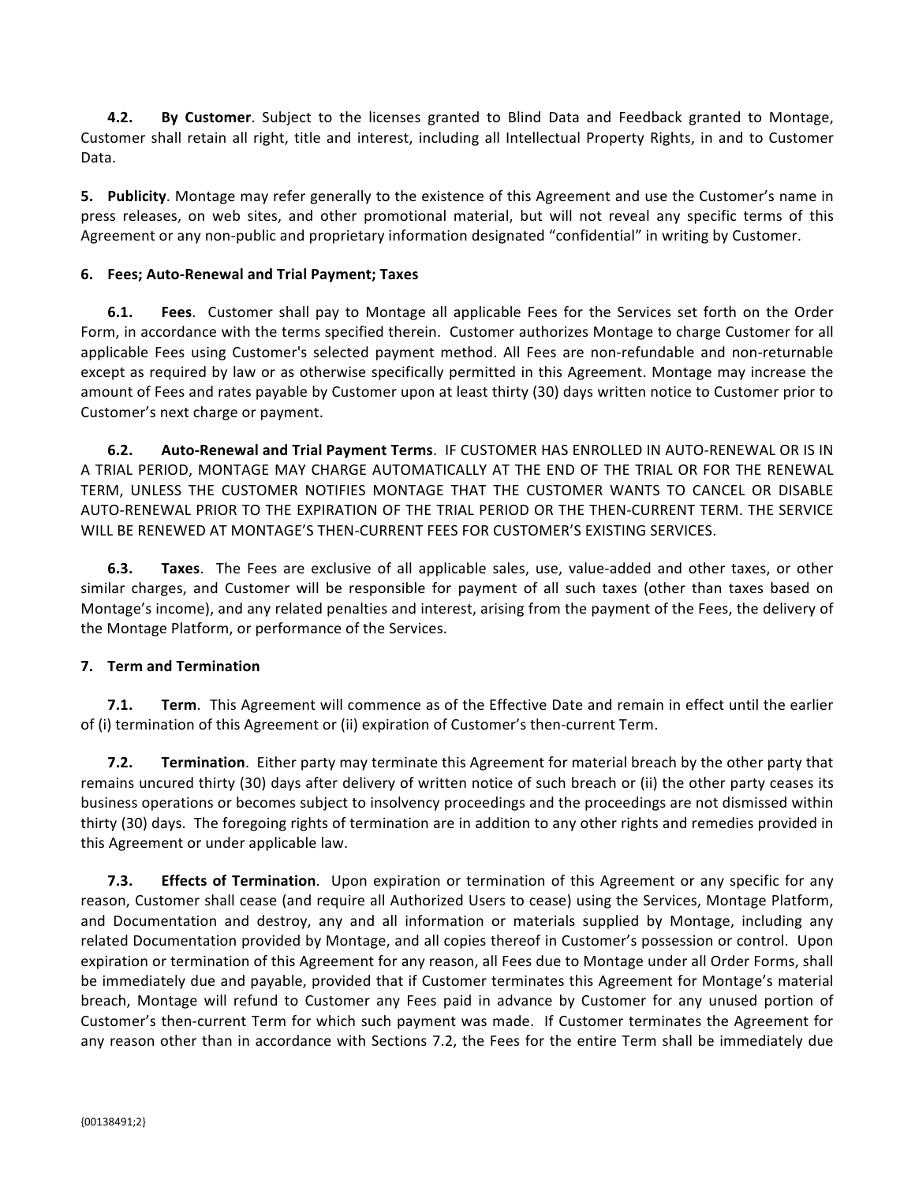**4.2. By Customer**. Subject to the licenses granted to Blind Data and Feedback granted to Montage, Customer shall retain all right, title and interest, including all Intellectual Property Rights, in and to Customer Data.

**5. Publicity**. Montage may refer generally to the existence of this Agreement and use the Customer's name in press releases, on web sites, and other promotional material, but will not reveal any specific terms of this Agreement or any non-public and proprietary information designated "confidential" in writing by Customer.

**6. Fees; Auto-Renewal and Trial Payment; Taxes**

**6.1. Fees**. Customer shall pay to Montage all applicable Fees for the Services set forth on the Order Form, in accordance with the terms specified therein. Customer authorizes Montage to charge Customer for all applicable Fees using Customer's selected payment method. All Fees are non-refundable and non-returnable except as required by law or as otherwise specifically permitted in this Agreement. Montage may increase the amount of Fees and rates payable by Customer upon at least thirty (30) days written notice to Customer prior to Customer's next charge or payment.

**6.2. Auto-Renewal and Trial Payment Terms**. IF CUSTOMER HAS ENROLLED IN AUTO-RENEWAL OR IS IN A TRIAL PERIOD, MONTAGE MAY CHARGE AUTOMATICALLY AT THE END OF THE TRIAL OR FOR THE RENEWAL TERM, UNLESS THE CUSTOMER NOTIFIES MONTAGE THAT THE CUSTOMER WANTS TO CANCEL OR DISABLE AUTO-RENEWAL PRIOR TO THE EXPIRATION OF THE TRIAL PERIOD OR THE THEN-CURRENT TERM. THE SERVICE WILL BE RENEWED AT MONTAGE'S THEN-CURRENT FEES FOR CUSTOMER'S EXISTING SERVICES.

**6.3. Taxes**. The Fees are exclusive of all applicable sales, use, value-added and other taxes, or other similar charges, and Customer will be responsible for payment of all such taxes (other than taxes based on Montage's income), and any related penalties and interest, arising from the payment of the Fees, the delivery of the Montage Platform, or performance of the Services.

**7. Term and Termination**

**7.1. Term**. This Agreement will commence as of the Effective Date and remain in effect until the earlier of (i) termination of this Agreement or (ii) expiration of Customer's then-current Term.

**7.2. Termination**. Either party may terminate this Agreement for material breach by the other party that remains uncured thirty (30) days after delivery of written notice of such breach or (ii) the other party ceases its business operations or becomes subject to insolvency proceedings and the proceedings are not dismissed within thirty (30) days. The foregoing rights of termination are in addition to any other rights and remedies provided in this Agreement or under applicable law.

**7.3. Effects of Termination**. Upon expiration or termination of this Agreement or any specific for any reason, Customer shall cease (and require all Authorized Users to cease) using the Services, Montage Platform, and Documentation and destroy, any and all information or materials supplied by Montage, including any related Documentation provided by Montage, and all copies thereof in Customer's possession or control. Upon expiration or termination of this Agreement for any reason, all Fees due to Montage under all Order Forms, shall be immediately due and payable, provided that if Customer terminates this Agreement for Montage's material breach, Montage will refund to Customer any Fees paid in advance by Customer for any unused portion of Customer's then-current Term for which such payment was made. If Customer terminates the Agreement for any reason other than in accordance with Sections 7.2, the Fees for the entire Term shall be immediately due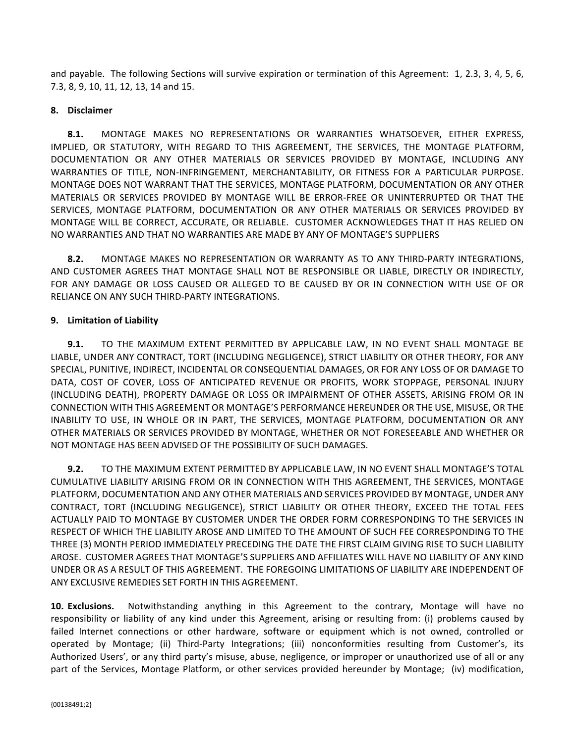and payable. The following Sections will survive expiration or termination of this Agreement: 1, 2.3, 3, 4, 5, 6, 7.3, 8, 9, 10, 11, 12, 13, 14 and 15.

## 8. Disclaimer

**8.1.** MONTAGE MAKES NO REPRESENTATIONS OR WARRANTIES WHATSOEVER, EITHER EXPRESS, IMPLIED, OR STATUTORY, WITH REGARD TO THIS AGREEMENT, THE SERVICES, THE MONTAGE PLATFORM, DOCUMENTATION OR ANY OTHER MATERIALS OR SERVICES PROVIDED BY MONTAGE, INCLUDING ANY WARRANTIES OF TITLE, NON-INFRINGEMENT, MERCHANTABILITY, OR FITNESS FOR A PARTICULAR PURPOSE. MONTAGE DOES NOT WARRANT THAT THE SERVICES, MONTAGE PLATFORM, DOCUMENTATION OR ANY OTHER MATERIALS OR SERVICES PROVIDED BY MONTAGE WILL BE ERROR-FREE OR UNINTERRUPTED OR THAT THE SERVICES, MONTAGE PLATFORM, DOCUMENTATION OR ANY OTHER MATERIALS OR SERVICES PROVIDED BY MONTAGE WILL BE CORRECT, ACCURATE, OR RELIABLE. CUSTOMER ACKNOWLEDGES THAT IT HAS RELIED ON NO WARRANTIES AND THAT NO WARRANTIES ARE MADE BY ANY OF MONTAGE'S SUPPLIERS

**8.2.** MONTAGE MAKES NO REPRESENTATION OR WARRANTY AS TO ANY THIRD-PARTY INTEGRATIONS, AND CUSTOMER AGREES THAT MONTAGE SHALL NOT BE RESPONSIBLE OR LIABLE, DIRECTLY OR INDIRECTLY, FOR ANY DAMAGE OR LOSS CAUSED OR ALLEGED TO BE CAUSED BY OR IN CONNECTION WITH USE OF OR RELIANCE ON ANY SUCH THIRD-PARTY INTEGRATIONS.

## 9. Limitation of Liability

**9.1.** TO THE MAXIMUM EXTENT PERMITTED BY APPLICABLE LAW, IN NO EVENT SHALL MONTAGE BE LIABLE, UNDER ANY CONTRACT, TORT (INCLUDING NEGLIGENCE), STRICT LIABILITY OR OTHER THEORY, FOR ANY SPECIAL, PUNITIVE, INDIRECT, INCIDENTAL OR CONSEQUENTIAL DAMAGES, OR FOR ANY LOSS OF OR DAMAGE TO DATA, COST OF COVER, LOSS OF ANTICIPATED REVENUE OR PROFITS, WORK STOPPAGE, PERSONAL INJURY (INCLUDING DEATH), PROPERTY DAMAGE OR LOSS OR IMPAIRMENT OF OTHER ASSETS, ARISING FROM OR IN CONNECTION WITH THIS AGREEMENT OR MONTAGE'S PERFORMANCE HEREUNDER OR THE USE, MISUSE, OR THE INABILITY TO USE, IN WHOLE OR IN PART, THE SERVICES, MONTAGE PLATFORM, DOCUMENTATION OR ANY OTHER MATERIALS OR SERVICES PROVIDED BY MONTAGE, WHETHER OR NOT FORESEEABLE AND WHETHER OR NOT MONTAGE HAS BEEN ADVISED OF THE POSSIBILITY OF SUCH DAMAGES.

**9.2.** TO THE MAXIMUM EXTENT PERMITTED BY APPLICABLE LAW, IN NO EVENT SHALL MONTAGE'S TOTAL CUMULATIVE LIABILITY ARISING FROM OR IN CONNECTION WITH THIS AGREEMENT, THE SERVICES, MONTAGE PLATFORM, DOCUMENTATION AND ANY OTHER MATERIALS AND SERVICES PROVIDED BY MONTAGE, UNDER ANY CONTRACT, TORT (INCLUDING NEGLIGENCE), STRICT LIABILITY OR OTHER THEORY, EXCEED THE TOTAL FEES ACTUALLY PAID TO MONTAGE BY CUSTOMER UNDER THE ORDER FORM CORRESPONDING TO THE SERVICES IN RESPECT OF WHICH THE LIABILITY AROSE AND LIMITED TO THE AMOUNT OF SUCH FEE CORRESPONDING TO THE THREE (3) MONTH PERIOD IMMEDIATELY PRECEDING THE DATE THE FIRST CLAIM GIVING RISE TO SUCH LIABILITY AROSE. CUSTOMER AGREES THAT MONTAGE'S SUPPLIERS AND AFFILIATES WILL HAVE NO LIABILITY OF ANY KIND UNDER OR AS A RESULT OF THIS AGREEMENT. THE FOREGOING LIMITATIONS OF LIABILITY ARE INDEPENDENT OF ANY EXCLUSIVE REMEDIES SET FORTH IN THIS AGREEMENT.

**10. Exclusions.** Notwithstanding anything in this Agreement to the contrary, Montage will have no responsibility or liability of any kind under this Agreement, arising or resulting from: (i) problems caused by failed Internet connections or other hardware, software or equipment which is not owned, controlled or operated by Montage; (ii) Third-Party Integrations; (iii) nonconformities resulting from Customer's, its Authorized Users', or any third party's misuse, abuse, negligence, or improper or unauthorized use of all or any part of the Services, Montage Platform, or other services provided hereunder by Montage; (iv) modification,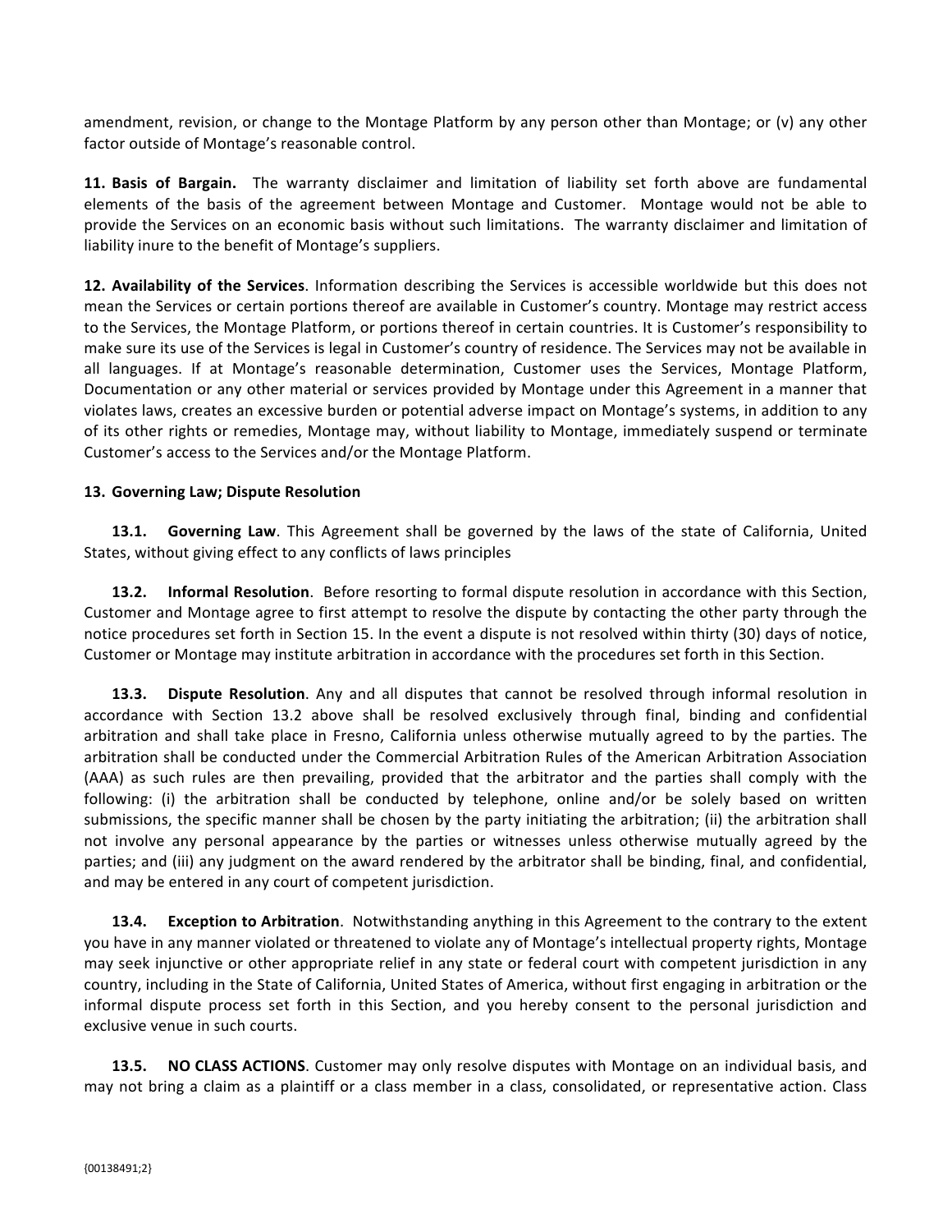amendment, revision, or change to the Montage Platform by any person other than Montage; or (v) any other factor outside of Montage's reasonable control.

**11. Basis of Bargain.** The warranty disclaimer and limitation of liability set forth above are fundamental elements of the basis of the agreement between Montage and Customer. Montage would not be able to provide the Services on an economic basis without such limitations. The warranty disclaimer and limitation of liability inure to the benefit of Montage's suppliers.

**12. Availability of the Services**. Information describing the Services is accessible worldwide but this does not mean the Services or certain portions thereof are available in Customer's country. Montage may restrict access to the Services, the Montage Platform, or portions thereof in certain countries. It is Customer's responsibility to make sure its use of the Services is legal in Customer's country of residence. The Services may not be available in all languages. If at Montage's reasonable determination, Customer uses the Services, Montage Platform, Documentation or any other material or services provided by Montage under this Agreement in a manner that violates laws, creates an excessive burden or potential adverse impact on Montage's systems, in addition to any of its other rights or remedies, Montage may, without liability to Montage, immediately suspend or terminate Customer's access to the Services and/or the Montage Platform.

**13. Governing Law; Dispute Resolution**

**13.1. Governing Law**. This Agreement shall be governed by the laws of the state of California, United States, without giving effect to any conflicts of laws principles

**13.2. Informal Resolution**. Before resorting to formal dispute resolution in accordance with this Section, Customer and Montage agree to first attempt to resolve the dispute by contacting the other party through the notice procedures set forth in Section 15. In the event a dispute is not resolved within thirty (30) days of notice, Customer or Montage may institute arbitration in accordance with the procedures set forth in this Section.

**13.3. Dispute Resolution**. Any and all disputes that cannot be resolved through informal resolution in accordance with Section 13.2 above shall be resolved exclusively through final, binding and confidential arbitration and shall take place in Fresno, California unless otherwise mutually agreed to by the parties. The arbitration shall be conducted under the Commercial Arbitration Rules of the American Arbitration Association (AAA) as such rules are then prevailing, provided that the arbitrator and the parties shall comply with the following: (i) the arbitration shall be conducted by telephone, online and/or be solely based on written submissions, the specific manner shall be chosen by the party initiating the arbitration; (ii) the arbitration shall not involve any personal appearance by the parties or witnesses unless otherwise mutually agreed by the parties; and (iii) any judgment on the award rendered by the arbitrator shall be binding, final, and confidential, and may be entered in any court of competent jurisdiction.

**13.4. Exception to Arbitration**. Notwithstanding anything in this Agreement to the contrary to the extent you have in any manner violated or threatened to violate any of Montage's intellectual property rights, Montage may seek injunctive or other appropriate relief in any state or federal court with competent jurisdiction in any country, including in the State of California, United States of America, without first engaging in arbitration or the informal dispute process set forth in this Section, and you hereby consent to the personal jurisdiction and exclusive venue in such courts.

**13.5. NO CLASS ACTIONS**. Customer may only resolve disputes with Montage on an individual basis, and may not bring a claim as a plaintiff or a class member in a class, consolidated, or representative action. Class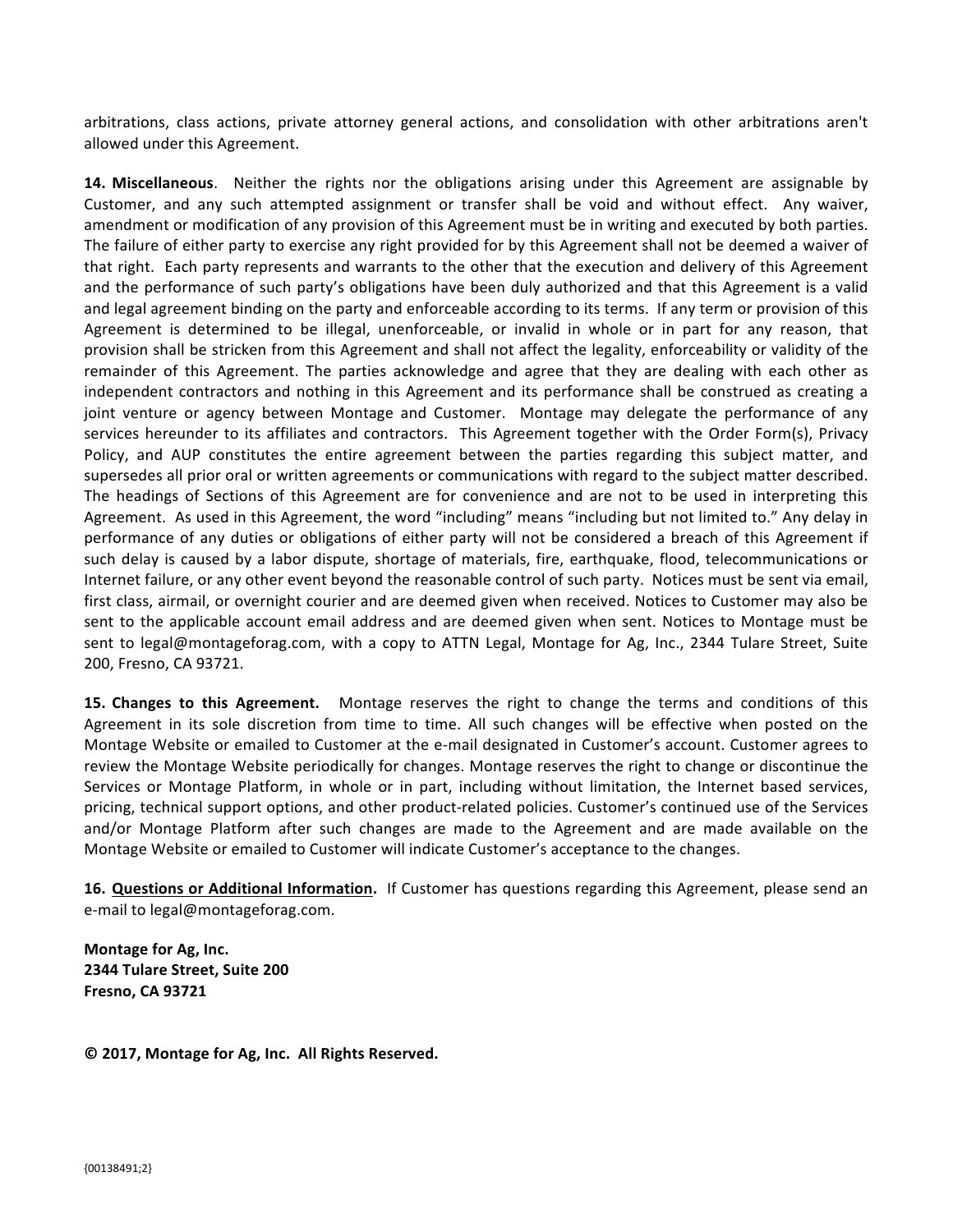arbitrations, class actions, private attorney general actions, and consolidation with other arbitrations aren't allowed under this Agreement.

**14. Miscellaneous**. Neither the rights nor the obligations arising under this Agreement are assignable by Customer, and any such attempted assignment or transfer shall be void and without effect. Any waiver, amendment or modification of any provision of this Agreement must be in writing and executed by both parties. The failure of either party to exercise any right provided for by this Agreement shall not be deemed a waiver of that right. Each party represents and warrants to the other that the execution and delivery of this Agreement and the performance of such party's obligations have been duly authorized and that this Agreement is a valid and legal agreement binding on the party and enforceable according to its terms. If any term or provision of this Agreement is determined to be illegal, unenforceable, or invalid in whole or in part for any reason, that provision shall be stricken from this Agreement and shall not affect the legality, enforceability or validity of the remainder of this Agreement. The parties acknowledge and agree that they are dealing with each other as independent contractors and nothing in this Agreement and its performance shall be construed as creating a joint venture or agency between Montage and Customer. Montage may delegate the performance of any services hereunder to its affiliates and contractors. This Agreement together with the Order Form(s), Privacy Policy, and AUP constitutes the entire agreement between the parties regarding this subject matter, and supersedes all prior oral or written agreements or communications with regard to the subject matter described. The headings of Sections of this Agreement are for convenience and are not to be used in interpreting this Agreement. As used in this Agreement, the word "including" means "including but not limited to." Any delay in performance of any duties or obligations of either party will not be considered a breach of this Agreement if such delay is caused by a labor dispute, shortage of materials, fire, earthquake, flood, telecommunications or Internet failure, or any other event beyond the reasonable control of such party. Notices must be sent via email, first class, airmail, or overnight courier and are deemed given when received. Notices to Customer may also be sent to the applicable account email address and are deemed given when sent. Notices to Montage must be sent to legal@montageforag.com, with a copy to ATTN Legal, Montage for Ag, Inc., 2344 Tulare Street, Suite 200, Fresno, CA 93721.

**15. Changes to this Agreement.** Montage reserves the right to change the terms and conditions of this Agreement in its sole discretion from time to time. All such changes will be effective when posted on the Montage Website or emailed to Customer at the e-mail designated in Customer's account. Customer agrees to review the Montage Website periodically for changes. Montage reserves the right to change or discontinue the Services or Montage Platform, in whole or in part, including without limitation, the Internet based services, pricing, technical support options, and other product-related policies. Customer's continued use of the Services and/or Montage Platform after such changes are made to the Agreement and are made available on the Montage Website or emailed to Customer will indicate Customer's acceptance to the changes.

**16. <u>Questions or Additional Information</u>.** If Customer has questions regarding this Agreement, please send an e-mail to legal@montageforag.com.

**Montage for Ag, Inc.**
**2344 Tulare Street, Suite 200**
**Fresno, CA 93721**

**© 2017, Montage for Ag, Inc. All Rights Reserved.**

{00138491;2}